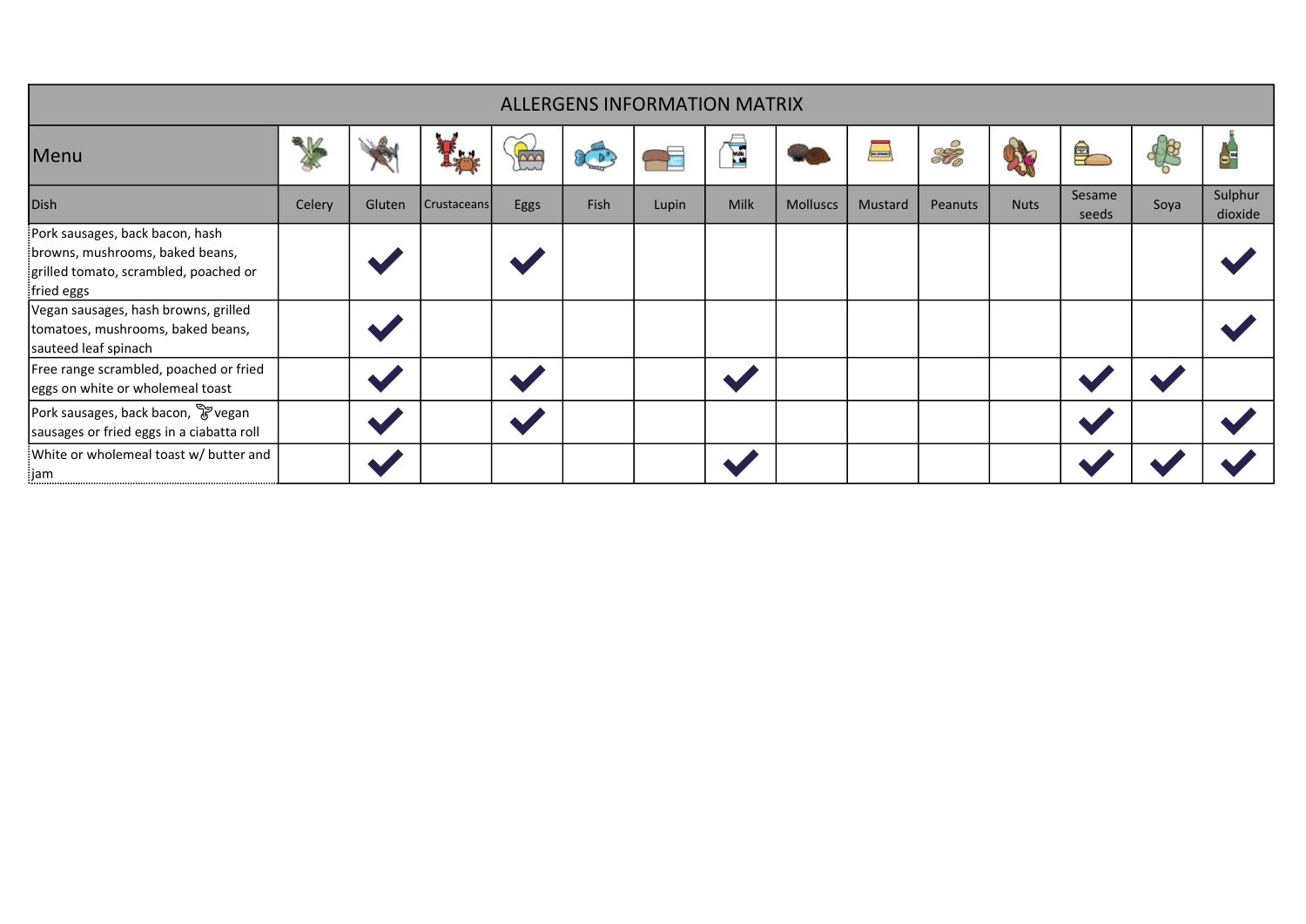# ALLERGENS INFORMATION MATRIX

| Dish | Celery | Gluten | Crustaceans | Eggs | Fish | Lupin | Milk | Molluscs | Mustard | Peanuts | Nuts | Sesame seeds | Soya | Sulphur dioxide |
|---|---|---|---|---|---|---|---|---|---|---|---|---|---|---|
| Pork sausages, back bacon, hash browns, mushrooms, baked beans, grilled tomato, scrambled, poached or fried eggs | | ✓ | | ✓ | | | | | | | | | | ✓ |
| Vegan sausages, hash browns, grilled tomatoes, mushrooms, baked beans, sauteed leaf spinach | | ✓ | | | | | | | | | | | | ✓ |
| Free range scrambled, poached or fried eggs on white or wholemeal toast | | ✓ | | ✓ | | | ✓ | | | | | ✓ | ✓ | |
| Pork sausages, back bacon, vegan sausages or fried eggs in a ciabatta roll | | ✓ | | ✓ | | | | | | | | ✓ | | ✓ |
| White or wholemeal toast w/ butter and jam | | ✓ | | | | | ✓ | | | | | ✓ | ✓ | ✓ |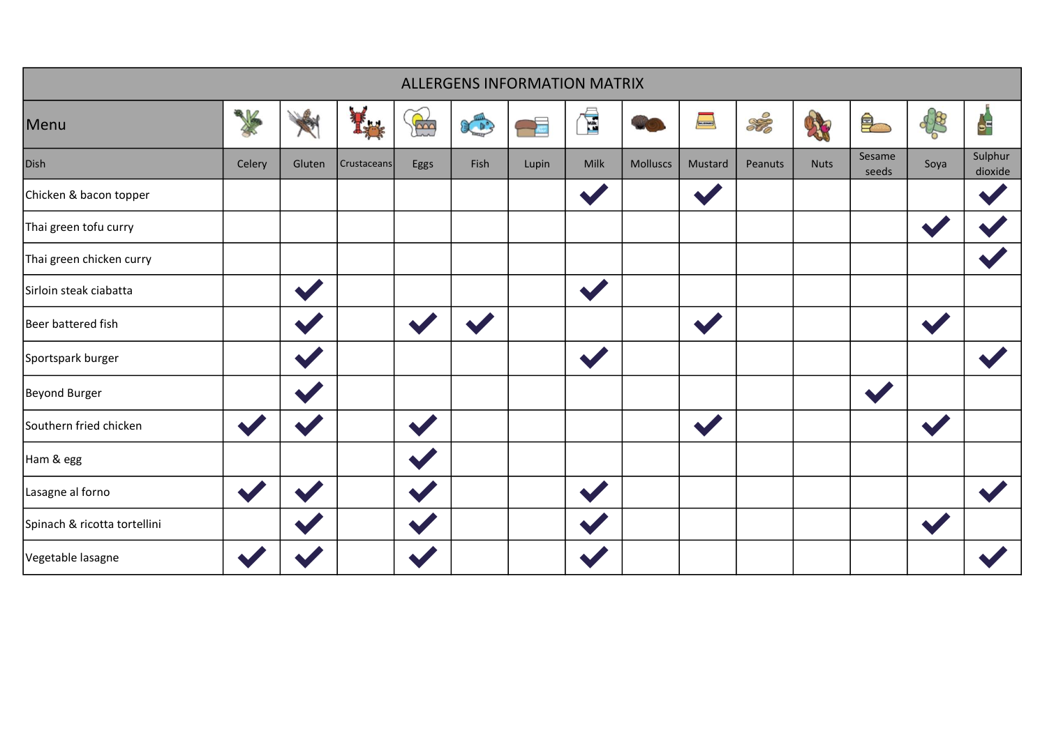# ALLERGENS INFORMATION MATRIX

| Menu | | | | | | | | | | | | | | |
|---|---|---|---|---|---|---|---|---|---|---|---|---|---|---|
| Dish | Celery | Gluten | Crustaceans | Eggs | Fish | Lupin | Milk | Molluscs | Mustard | Peanuts | Nuts | Sesame seeds | Soya | Sulphur dioxide |
| Chicken & bacon topper | | | | | | | ✔ | | ✔ | | | | | ✔ |
| Thai green tofu curry | | | | | | | | | | | | | ✔ | ✔ |
| Thai green chicken curry | | | | | | | | | | | | | | ✔ |
| Sirloin steak ciabatta | | ✔ | | | | | ✔ | | | | | | | |
| Beer battered fish | | ✔ | | ✔ | ✔ | | | | ✔ | | | | ✔ | |
| Sportspark burger | | ✔ | | | | | ✔ | | | | | | | ✔ |
| Beyond Burger | | ✔ | | | | | | | | | | ✔ | | |
| Southern fried chicken | ✔ | ✔ | | ✔ | | | | | ✔ | | | | ✔ | |
| Ham & egg | | | | ✔ | | | | | | | | | | |
| Lasagne al forno | ✔ | ✔ | | ✔ | | | ✔ | | | | | | | ✔ |
| Spinach & ricotta tortellini | | ✔ | | ✔ | | | ✔ | | | | | | ✔ | |
| Vegetable lasagne | ✔ | ✔ | | ✔ | | | ✔ | | | | | | | ✔ |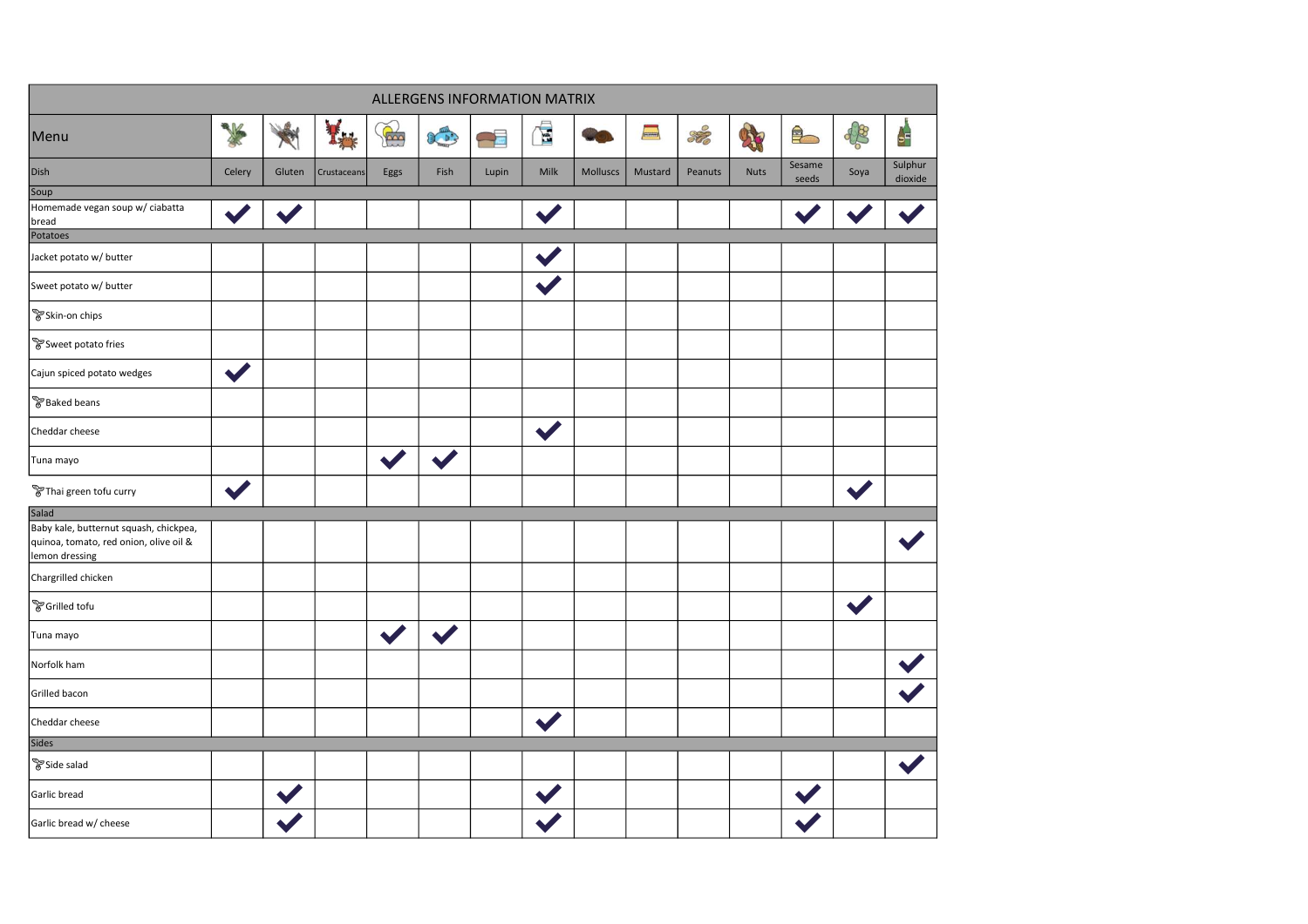| ALLERGENS INFORMATION MATRIX | | | | | | | | | | | | | | |
|---|---|---|---|---|---|---|---|---|---|---|---|---|---|---|
| Menu | | | | | | | | | | | | | | |
| Dish | Celery | Gluten | Crustaceans | Eggs | Fish | Lupin | Milk | Molluscs | Mustard | Peanuts | Nuts | Sesame seeds | Soya | Sulphur dioxide |
| **Soup** | | | | | | | | | | | | | | |
| Homemade vegan soup w/ ciabatta bread | ✓ | ✓ | | | | | ✓ | | | | | ✓ | ✓ | ✓ |
| **Potatoes** | | | | | | | | | | | | | | |
| Jacket potato w/ butter | | | | | | | ✓ | | | | | | | |
| Sweet potato w/ butter | | | | | | | ✓ | | | | | | | |
| Skin-on chips | | | | | | | | | | | | | | |
| Sweet potato fries | | | | | | | | | | | | | | |
| Cajun spiced potato wedges | ✓ | | | | | | | | | | | | | |
| Baked beans | | | | | | | | | | | | | | |
| Cheddar cheese | | | | | | | ✓ | | | | | | | |
| Tuna mayo | | | | ✓ | ✓ | | | | | | | | | |
| Thai green tofu curry | ✓ | | | | | | | | | | | | ✓ | |
| **Salad** | | | | | | | | | | | | | | |
| Baby kale, butternut squash, chickpea, quinoa, tomato, red onion, olive oil & lemon dressing | | | | | | | | | | | | | | ✓ |
| Chargrilled chicken | | | | | | | | | | | | | | |
| Grilled tofu | | | | | | | | | | | | | ✓ | |
| Tuna mayo | | | | ✓ | ✓ | | | | | | | | | |
| Norfolk ham | | | | | | | | | | | | | | ✓ |
| Grilled bacon | | | | | | | | | | | | | | ✓ |
| Cheddar cheese | | | | | | | ✓ | | | | | | | |
| **Sides** | | | | | | | | | | | | | | |
| Side salad | | | | | | | | | | | | | | ✓ |
| Garlic bread | | ✓ | | | | | ✓ | | | | | ✓ | | |
| Garlic bread w/ cheese | | ✓ | | | | | ✓ | | | | | ✓ | | |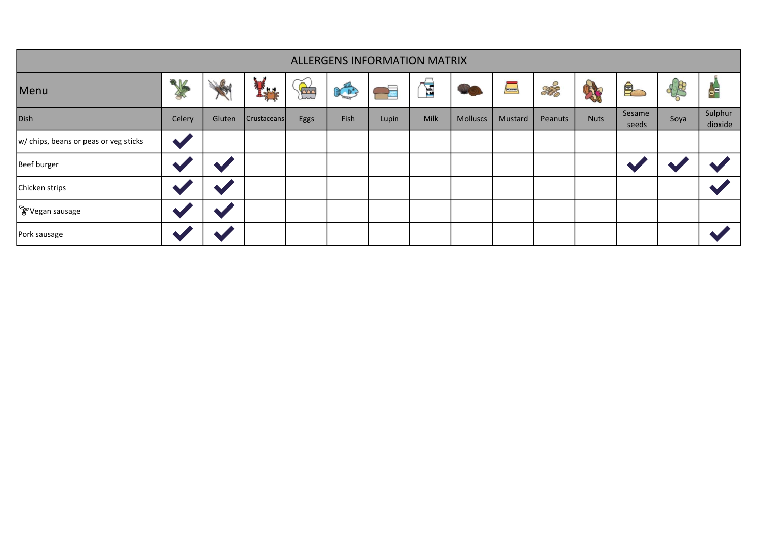| ALLERGENS INFORMATION MATRIX | | | | | | | | | | | | | | |
|---|---|---|---|---|---|---|---|---|---|---|---|---|---|---|
| Menu | | | | | | | | | | | | | | |
| Dish | Celery | Gluten | Crustaceans | Eggs | Fish | Lupin | Milk | Molluscs | Mustard | Peanuts | Nuts | Sesame seeds | Soya | Sulphur dioxide |
| w/ chips, beans or peas or veg sticks | ✔ | | | | | | | | | | | | | |
| Beef burger | ✔ | ✔ | | | | | | | | | | ✔ | ✔ | ✔ |
| Chicken strips | ✔ | ✔ | | | | | | | | | | | | ✔ |
| Vegan sausage | ✔ | ✔ | | | | | | | | | | | | |
| Pork sausage | ✔ | ✔ | | | | | | | | | | | | ✔ |